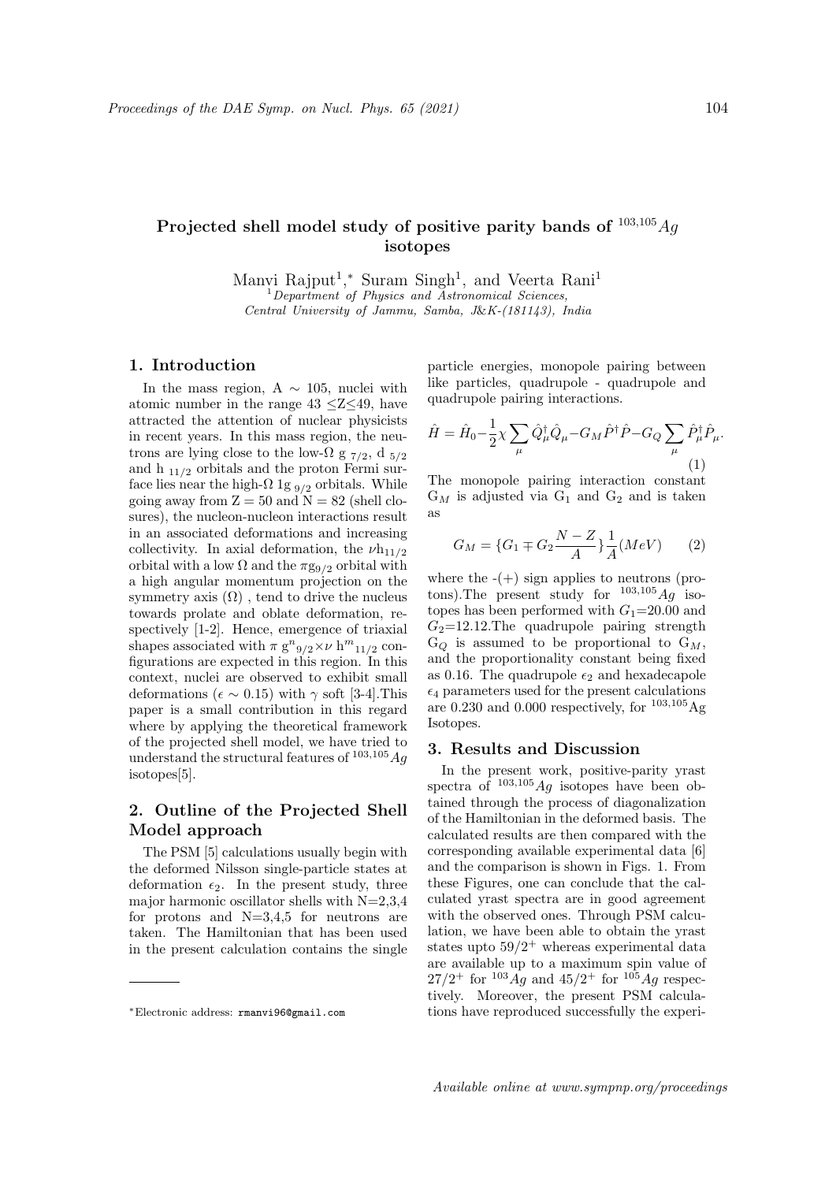# Projected shell model study of positive parity bands of $^{103,105}Ag$ isotopes

Manvi Rajput[1],* Suram Singh[1], and Veerta Rani[1]

[1] *Department of Physics and Astronomical Sciences, Central University of Jammu, Samba, J&K-(181143), India*

## 1. Introduction

In the mass region, A $\sim$ 105, nuclei with atomic number in the range 43 $\leq$Z$\leq$49, have attracted the attention of nuclear physicists in recent years. In this mass region, the neutrons are lying close to the low-$\Omega$ g $_{7/2}$, d $_{5/2}$ and h $_{11/2}$ orbitals and the proton Fermi surface lies near the high-$\Omega$ 1g $_{9/2}$ orbitals. While going away from Z = 50 and N = 82 (shell closures), the nucleon-nucleon interactions result in an associated deformations and increasing collectivity. In axial deformation, the $\nu h_{11/2}$ orbital with a low $\Omega$ and the $\pi g_{9/2}$ orbital with a high angular momentum projection on the symmetry axis ($\Omega$) , tend to drive the nucleus towards prolate and oblate deformation, respectively [1-2]. Hence, emergence of triaxial shapes associated with $\pi$ $g^n{}_{9/2} \times \nu$ $h^m{}_{11/2}$ configurations are expected in this region. In this context, nuclei are observed to exhibit small deformations ($\epsilon \sim 0.15$) with $\gamma$ soft [3-4].This paper is a small contribution in this regard where by applying the theoretical framework of the projected shell model, we have tried to understand the structural features of $^{103,105}Ag$ isotopes[5].

## 2. Outline of the Projected Shell Model approach

The PSM [5] calculations usually begin with the deformed Nilsson single-particle states at deformation $\epsilon_2$. In the present study, three major harmonic oscillator shells with N=2,3,4 for protons and N=3,4,5 for neutrons are taken. The Hamiltonian that has been used in the present calculation contains the single particle energies, monopole pairing between like particles, quadrupole - quadrupole and quadrupole pairing interactions.

$$\hat{H} = \hat{H}_0 - \frac{1}{2}\chi \sum_{\mu} \hat{Q}^{\dagger}_{\mu}\hat{Q}_{\mu} - G_M \hat{P}^{\dagger}\hat{P} - G_Q \sum_{\mu} \hat{P}^{\dagger}_{\mu}\hat{P}_{\mu}. \tag{1}$$

The monopole pairing interaction constant $G_M$ is adjusted via $G_1$ and $G_2$ and is taken as

$$G_M = \{G_1 \mp G_2 \frac{N-Z}{A}\}\frac{1}{A}(MeV) \tag{2}$$

where the -(+) sign applies to neutrons (protons).The present study for $^{103,105}Ag$ isotopes has been performed with $G_1$=20.00 and $G_2$=12.12.The quadrupole pairing strength $G_Q$ is assumed to be proportional to $G_M$, and the proportionality constant being fixed as 0.16. The quadrupole $\epsilon_2$ and hexadecapole $\epsilon_4$ parameters used for the present calculations are 0.230 and 0.000 respectively, for $^{103,105}$Ag Isotopes.

## 3. Results and Discussion

In the present work, positive-parity yrast spectra of $^{103,105}Ag$ isotopes have been obtained through the process of diagonalization of the Hamiltonian in the deformed basis. The calculated results are then compared with the corresponding available experimental data [6] and the comparison is shown in Figs. 1. From these Figures, one can conclude that the calculated yrast spectra are in good agreement with the observed ones. Through PSM calculation, we have been able to obtain the yrast states upto $59/2^+$ whereas experimental data are available up to a maximum spin value of $27/2^+$ for $^{103}Ag$ and $45/2^+$ for $^{105}Ag$ respectively. Moreover, the present PSM calculations have reproduced successfully the experi-

*Electronic address: rmanvi96@gmail.com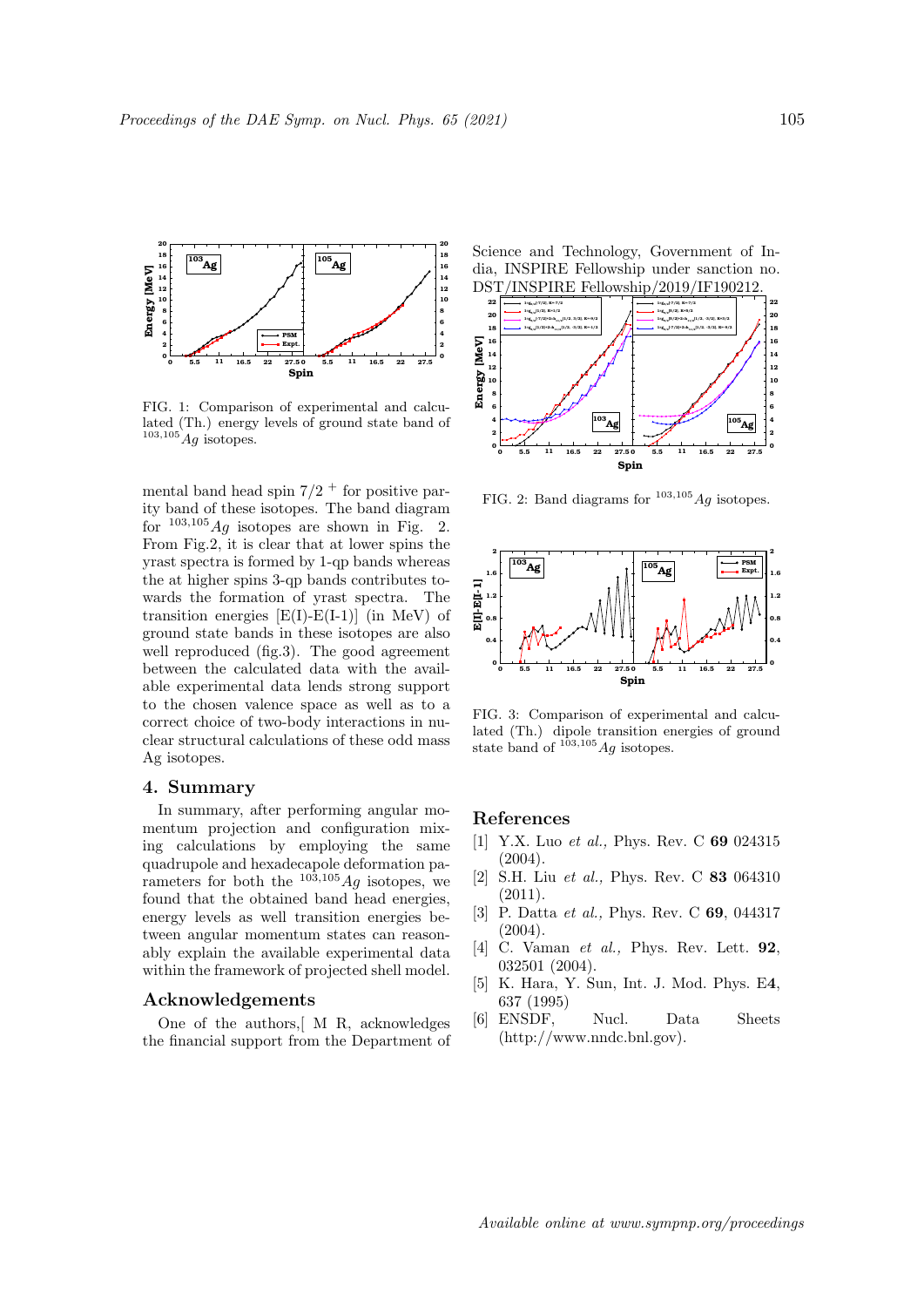103Ag

105Ag

Energy [MeV]

Spin

PSM

Expt.

FIG. 1: Comparison of experimental and calculated (Th.) energy levels of ground state band of $^{103,105}Ag$ isotopes.

mental band head spin $7/2^+$ for positive parity band of these isotopes. The band diagram for $^{103,105}Ag$ isotopes are shown in Fig. 2. From Fig.2, it is clear that at lower spins the yrast spectra is formed by 1-qp bands whereas the at higher spins 3-qp bands contributes towards the formation of yrast spectra. The transition energies [E(I)-E(I-1)] (in MeV) of ground state bands in these isotopes are also well reproduced (fig.3). The good agreement between the calculated data with the available experimental data lends strong support to the chosen valence space as well as to a correct choice of two-body interactions in nuclear structural calculations of these odd mass Ag isotopes.

## 4. Summary

In summary, after performing angular momentum projection and configuration mixing calculations by employing the same quadrupole and hexadecapole deformation parameters for both the $^{103,105}Ag$ isotopes, we found that the obtained band head energies, energy levels as well transition energies between angular momentum states can reasonably explain the available experimental data within the framework of projected shell model.

## Acknowledgements

One of the authors,[ M R, acknowledges the financial support from the Department of Science and Technology, Government of India, INSPIRE Fellowship under sanction no. DST/INSPIRE Fellowship/2019/IF190212.

103Ag

105Ag

Energy [MeV]

Spin

FIG. 2: Band diagrams for $^{103,105}Ag$ isotopes.

103Ag

105Ag

E[I]-E[I-1]

Spin

PSM

Expt.

FIG. 3: Comparison of experimental and calculated (Th.) dipole transition energies of ground state band of $^{103,105}Ag$ isotopes.

## References

[1] Y.X. Luo *et al.,* Phys. Rev. C **69** 024315 (2004).

[2] S.H. Liu *et al.,* Phys. Rev. C **83** 064310 (2011).

[3] P. Datta *et al.,* Phys. Rev. C **69**, 044317 (2004).

[4] C. Vaman *et al.,* Phys. Rev. Lett. **92**, 032501 (2004).

[5] K. Hara, Y. Sun, Int. J. Mod. Phys. E**4**, 637 (1995)

[6] ENSDF, Nucl. Data Sheets (http://www.nndc.bnl.gov).